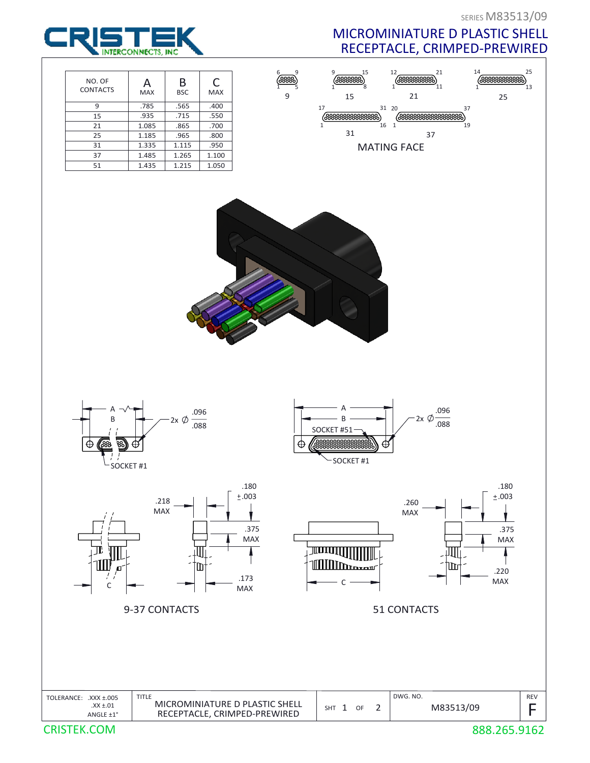SERIES M83513/09

# MICROMINIATURE D PLASTIC SHELL RECEPTACLE, CRIMPED-PREWIRED

CRISTEK INTERCONNECTS, INC

| NO. OF CONTACTS | A MAX | B BSC | C MAX |
|---|---|---|---|
| 9 | .785 | .565 | .400 |
| 15 | .935 | .715 | .550 |
| 21 | 1.085 | .865 | .700 |
| 25 | 1.185 | .965 | .800 |
| 31 | 1.335 | 1.115 | .950 |
| 37 | 1.485 | 1.265 | 1.100 |
| 51 | 1.435 | 1.215 | 1.050 |

MATING FACE

9 (6, 9, 1, 5) — 15 (9, 15, 1, 8) — 21 (12, 21, 1, 11) — 25 (14, 25, 1, 13) — 31 (17, 31, 1, 16) — 37 (20, 37, 1, 19)

A, B, 2x Ø .096/.088, SOCKET #1

A, B, 2x Ø .096/.088, SOCKET #51, SOCKET #1

.218 MAX, .180 ±.003, .375 MAX, .173 MAX, C

9-37 CONTACTS

.260 MAX, .180 ±.003, .375 MAX, .220 MAX, C

51 CONTACTS

| TOLERANCE: .XXX ±.005, .XX ±.01, ANGLE ±1° | TITLE: MICROMINIATURE D PLASTIC SHELL RECEPTACLE, CRIMPED-PREWIRED | SHT 1 OF 2 | DWG. NO. M83513/09 | REV F |
|---|---|---|---|---|

CRISTEK.COM 888.265.9162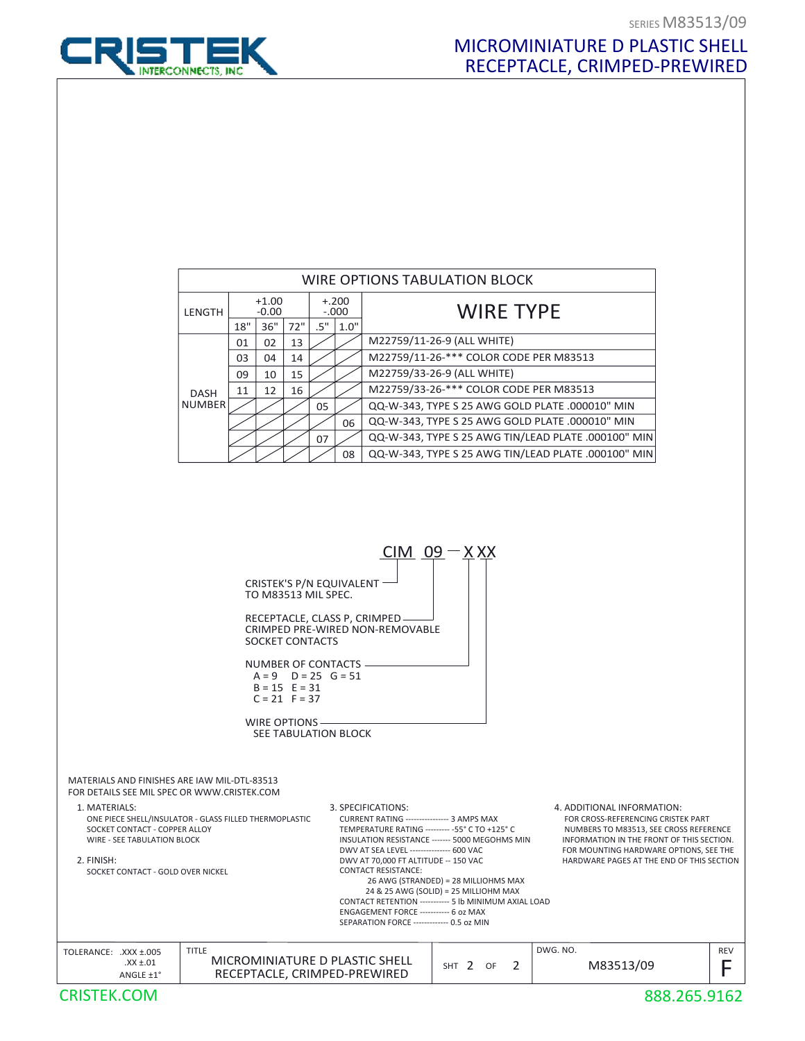SERIES M83513/09

# MICROMINIATURE D PLASTIC SHELL RECEPTACLE, CRIMPED-PREWIRED

CRISTEK INTERCONNECTS, INC

## WIRE OPTIONS TABULATION BLOCK

| LENGTH | +1.00 -0.00 | | | +.200 -.000 | | WIRE TYPE |
|---|---|---|---|---|---|---|
| | 18" | 36" | 72" | .5" | 1.0" | |
| DASH NUMBER | 01 | 02 | 13 | | | M22759/11-26-9 (ALL WHITE) |
| | 03 | 04 | 14 | | | M22759/11-26-*** COLOR CODE PER M83513 |
| | 09 | 10 | 15 | | | M22759/33-26-9 (ALL WHITE) |
| | 11 | 12 | 16 | | | M22759/33-26-*** COLOR CODE PER M83513 |
| | | | | 05 | | QQ-W-343, TYPE S 25 AWG GOLD PLATE .000010" MIN |
| | | | | | 06 | QQ-W-343, TYPE S 25 AWG GOLD PLATE .000010" MIN |
| | | | | 07 | | QQ-W-343, TYPE S 25 AWG TIN/LEAD PLATE .000100" MIN |
| | | | | | 08 | QQ-W-343, TYPE S 25 AWG TIN/LEAD PLATE .000100" MIN |

CIM 09 — X XX

- CIM: CRISTEK'S P/N EQUIVALENT TO M83513 MIL SPEC.
- 09: RECEPTACLE, CLASS P, CRIMPED CRIMPED PRE-WIRED NON-REMOVABLE SOCKET CONTACTS
- X: NUMBER OF CONTACTS
  - A = 9 D = 25 G = 51
  - B = 15 E = 31
  - C = 21 F = 37
- XX: WIRE OPTIONS SEE TABULATION BLOCK

MATERIALS AND FINISHES ARE IAW MIL-DTL-83513
FOR DETAILS SEE MIL SPEC OR WWW.CRISTEK.COM

1. MATERIALS:
   - ONE PIECE SHELL/INSULATOR - GLASS FILLED THERMOPLASTIC
   - SOCKET CONTACT - COPPER ALLOY
   - WIRE - SEE TABULATION BLOCK
2. FINISH:
   - SOCKET CONTACT - GOLD OVER NICKEL
3. SPECIFICATIONS:
   - CURRENT RATING ---------------- 3 AMPS MAX
   - TEMPERATURE RATING --------- -55° C TO +125° C
   - INSULATION RESISTANCE ------- 5000 MEGOHMS MIN
   - DWV AT SEA LEVEL --------------- 600 VAC
   - DWV AT 70,000 FT ALTITUDE -- 150 VAC
   - CONTACT RESISTANCE:
     - 26 AWG (STRANDED) = 28 MILLIOHMS MAX
     - 24 & 25 AWG (SOLID) = 25 MILLIOHM MAX
   - CONTACT RETENTION ----------- 5 lb MINIMUM AXIAL LOAD
   - ENGAGEMENT FORCE ----------- 6 oz MAX
   - SEPARATION FORCE ------------- 0.5 oz MIN
4. ADDITIONAL INFORMATION:
   FOR CROSS-REFERENCING CRISTEK PART NUMBERS TO M83513, SEE CROSS REFERENCE INFORMATION IN THE FRONT OF THIS SECTION. FOR MOUNTING HARDWARE OPTIONS, SEE THE HARDWARE PAGES AT THE END OF THIS SECTION

| TOLERANCE: .XXX ±.005 .XX ±.01 ANGLE ±1° | TITLE MICROMINIATURE D PLASTIC SHELL RECEPTACLE, CRIMPED-PREWIRED | SHT 2 OF 2 | DWG. NO. M83513/09 | REV F |
|---|---|---|---|---|

CRISTEK.COM 888.265.9162